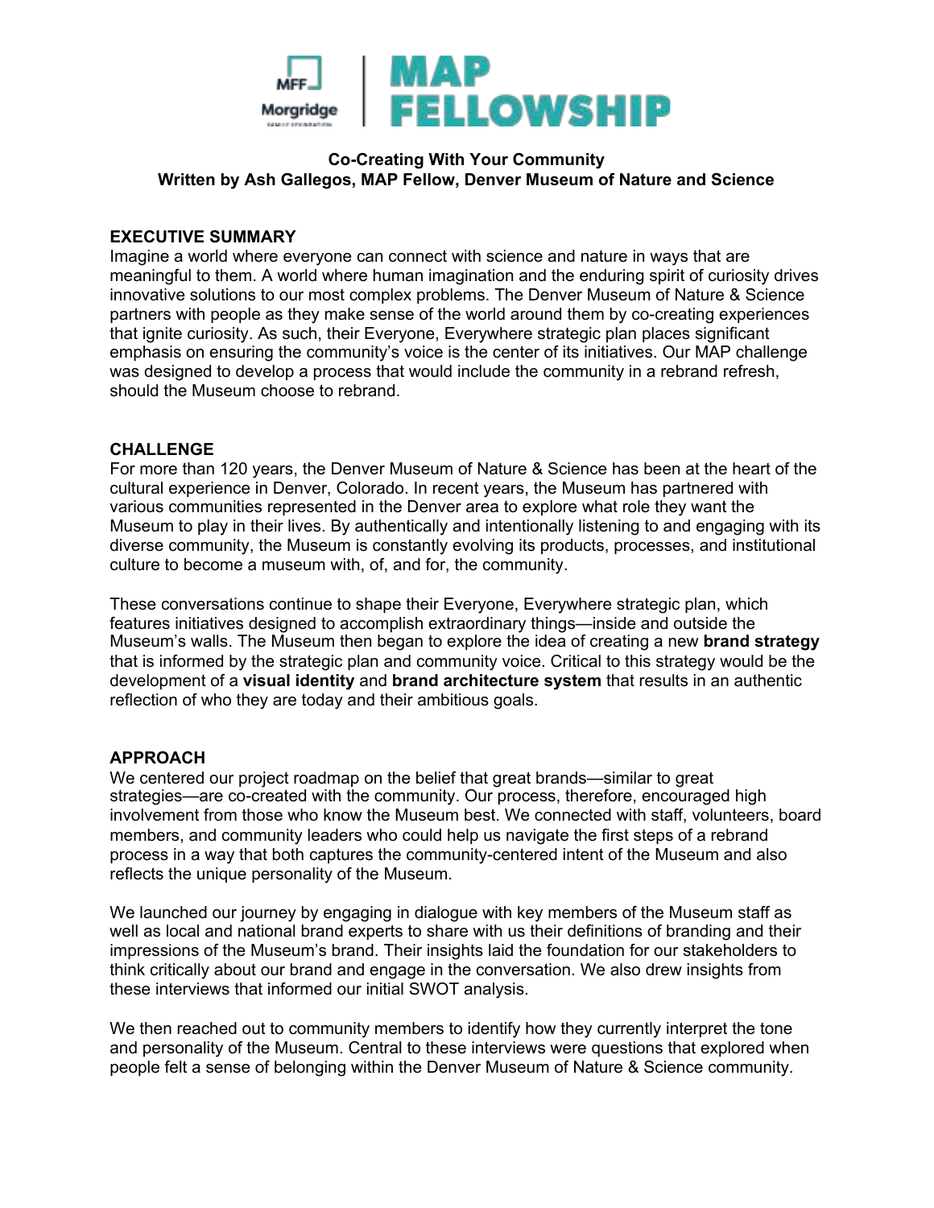MFF Morgridge | MAP FELLOWSHIP

**Co-Creating With Your Community**
**Written by Ash Gallegos, MAP Fellow, Denver Museum of Nature and Science**

## EXECUTIVE SUMMARY

Imagine a world where everyone can connect with science and nature in ways that are meaningful to them. A world where human imagination and the enduring spirit of curiosity drives innovative solutions to our most complex problems. The Denver Museum of Nature & Science partners with people as they make sense of the world around them by co-creating experiences that ignite curiosity. As such, their Everyone, Everywhere strategic plan places significant emphasis on ensuring the community's voice is the center of its initiatives. Our MAP challenge was designed to develop a process that would include the community in a rebrand refresh, should the Museum choose to rebrand.

## CHALLENGE

For more than 120 years, the Denver Museum of Nature & Science has been at the heart of the cultural experience in Denver, Colorado. In recent years, the Museum has partnered with various communities represented in the Denver area to explore what role they want the Museum to play in their lives. By authentically and intentionally listening to and engaging with its diverse community, the Museum is constantly evolving its products, processes, and institutional culture to become a museum with, of, and for, the community.

These conversations continue to shape their Everyone, Everywhere strategic plan, which features initiatives designed to accomplish extraordinary things—inside and outside the Museum's walls. The Museum then began to explore the idea of creating a new **brand strategy** that is informed by the strategic plan and community voice. Critical to this strategy would be the development of a **visual identity** and **brand architecture system** that results in an authentic reflection of who they are today and their ambitious goals.

## APPROACH

We centered our project roadmap on the belief that great brands—similar to great strategies—are co-created with the community. Our process, therefore, encouraged high involvement from those who know the Museum best. We connected with staff, volunteers, board members, and community leaders who could help us navigate the first steps of a rebrand process in a way that both captures the community-centered intent of the Museum and also reflects the unique personality of the Museum.

We launched our journey by engaging in dialogue with key members of the Museum staff as well as local and national brand experts to share with us their definitions of branding and their impressions of the Museum's brand. Their insights laid the foundation for our stakeholders to think critically about our brand and engage in the conversation. We also drew insights from these interviews that informed our initial SWOT analysis.

We then reached out to community members to identify how they currently interpret the tone and personality of the Museum. Central to these interviews were questions that explored when people felt a sense of belonging within the Denver Museum of Nature & Science community.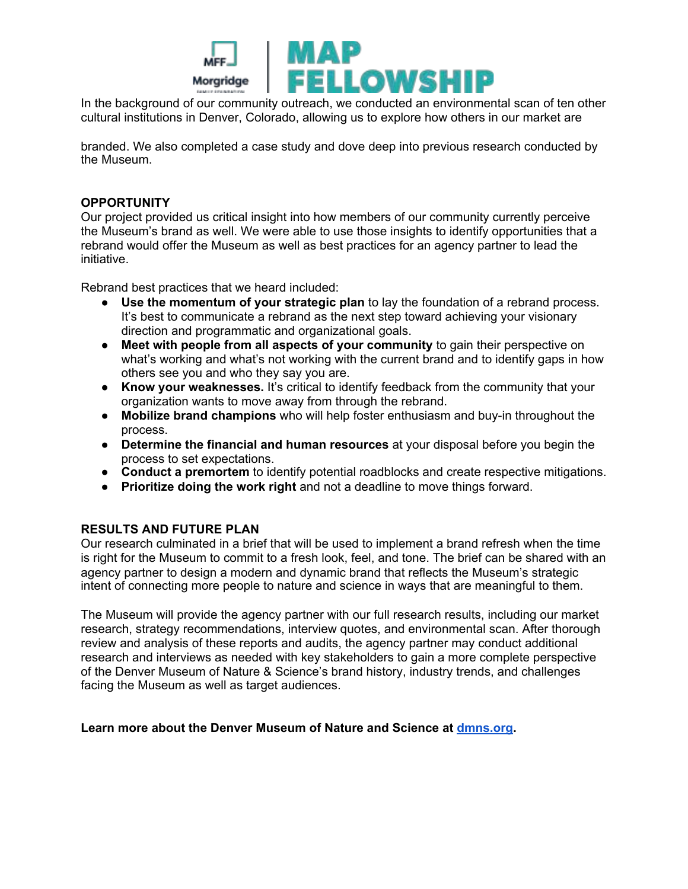In the background of our community outreach, we conducted an environmental scan of ten other cultural institutions in Denver, Colorado, allowing us to explore how others in our market are branded. We also completed a case study and dove deep into previous research conducted by the Museum.

## OPPORTUNITY

Our project provided us critical insight into how members of our community currently perceive the Museum's brand as well. We were able to use those insights to identify opportunities that a rebrand would offer the Museum as well as best practices for an agency partner to lead the initiative.

Rebrand best practices that we heard included:

- **Use the momentum of your strategic plan** to lay the foundation of a rebrand process. It's best to communicate a rebrand as the next step toward achieving your visionary direction and programmatic and organizational goals.
- **Meet with people from all aspects of your community** to gain their perspective on what's working and what's not working with the current brand and to identify gaps in how others see you and who they say you are.
- **Know your weaknesses.** It's critical to identify feedback from the community that your organization wants to move away from through the rebrand.
- **Mobilize brand champions** who will help foster enthusiasm and buy-in throughout the process.
- **Determine the financial and human resources** at your disposal before you begin the process to set expectations.
- **Conduct a premortem** to identify potential roadblocks and create respective mitigations.
- **Prioritize doing the work right** and not a deadline to move things forward.

## RESULTS AND FUTURE PLAN

Our research culminated in a brief that will be used to implement a brand refresh when the time is right for the Museum to commit to a fresh look, feel, and tone. The brief can be shared with an agency partner to design a modern and dynamic brand that reflects the Museum's strategic intent of connecting more people to nature and science in ways that are meaningful to them.

The Museum will provide the agency partner with our full research results, including our market research, strategy recommendations, interview quotes, and environmental scan. After thorough review and analysis of these reports and audits, the agency partner may conduct additional research and interviews as needed with key stakeholders to gain a more complete perspective of the Denver Museum of Nature & Science's brand history, industry trends, and challenges facing the Museum as well as target audiences.

**Learn more about the Denver Museum of Nature and Science at [dmns.org](https://dmns.org).**